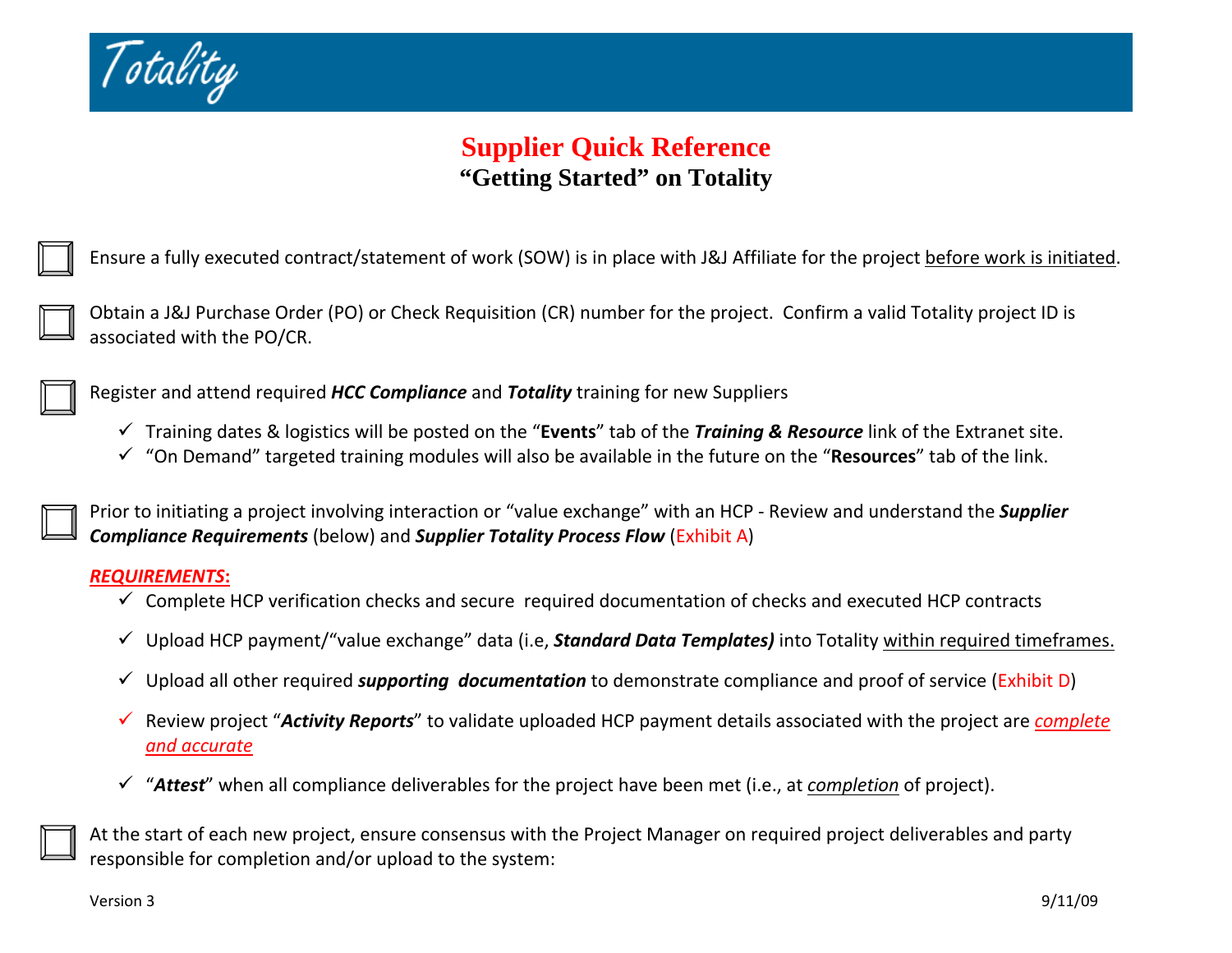# Totality

## Supplier Quick Reference
### "Getting Started" on Totality

- [ ] Ensure a fully executed contract/statement of work (SOW) is in place with J&J Affiliate for the project before work is initiated.

- [ ] Obtain a J&J Purchase Order (PO) or Check Requisition (CR) number for the project. Confirm a valid Totality project ID is associated with the PO/CR.

- [ ] Register and attend required ***HCC Compliance*** and ***Totality*** training for new Suppliers
  - ✓ Training dates & logistics will be posted on the "**Events**" tab of the ***Training & Resource*** link of the Extranet site.
  - ✓ "On Demand" targeted training modules will also be available in the future on the "**Resources**" tab of the link.

- [ ] Prior to initiating a project involving interaction or "value exchange" with an HCP - Review and understand the ***Supplier Compliance Requirements*** (below) and ***Supplier Totality Process Flow*** (Exhibit A)

***REQUIREMENTS*:**

- ✓ Complete HCP verification checks and secure required documentation of checks and executed HCP contracts
- ✓ Upload HCP payment/"value exchange" data (i.e, ***Standard Data Templates)*** into Totality within required timeframes.
- ✓ Upload all other required ***supporting documentation*** to demonstrate compliance and proof of service (Exhibit D)
- ✓ Review project "***Activity Reports***" to validate uploaded HCP payment details associated with the project are *complete and accurate*
- ✓ "***Attest***" when all compliance deliverables for the project have been met (i.e., at *completion* of project).

- [ ] At the start of each new project, ensure consensus with the Project Manager on required project deliverables and party responsible for completion and/or upload to the system:

Version 3 9/11/09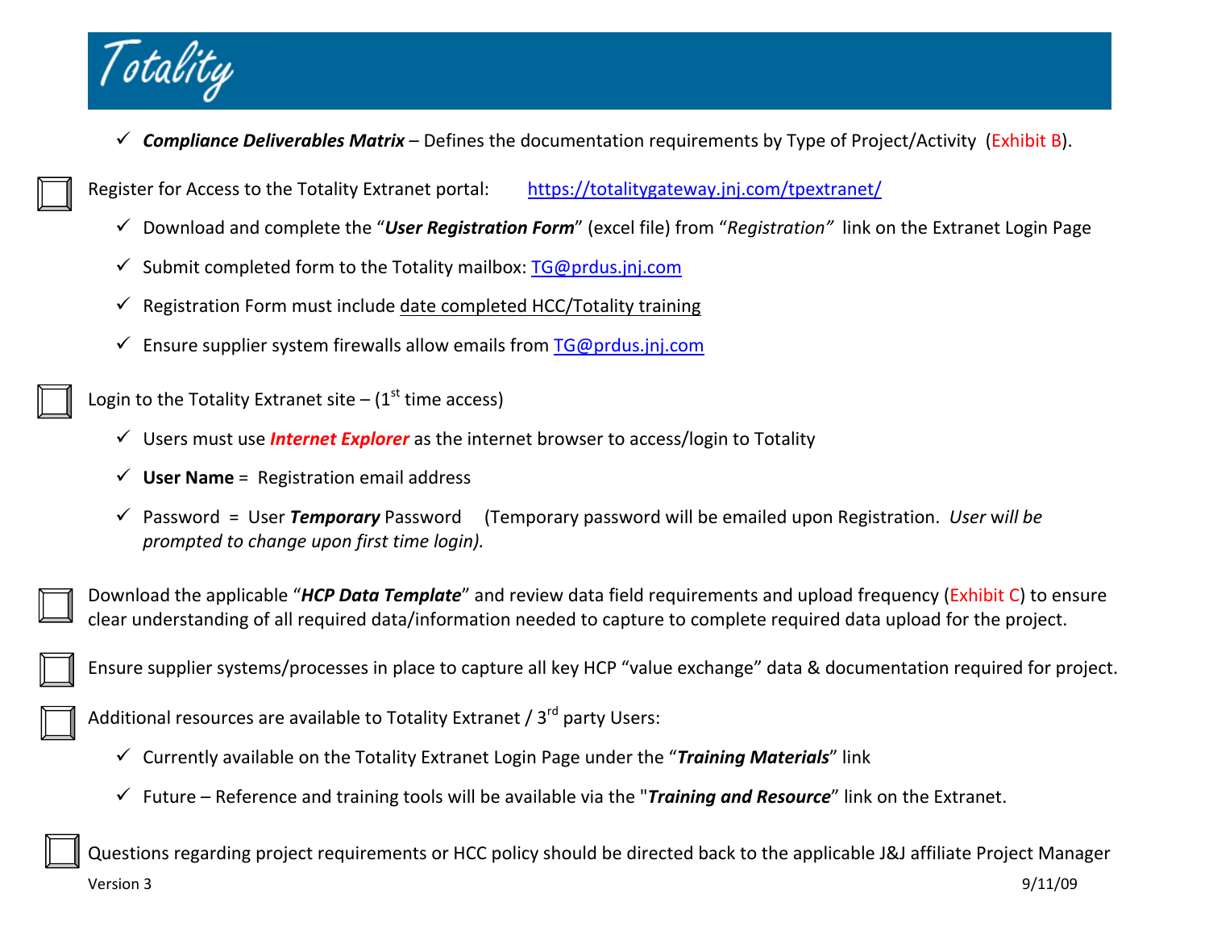- ✓ ***Compliance Deliverables Matrix*** – Defines the documentation requirements by Type of Project/Activity (Exhibit B).

☐ Register for Access to the Totality Extranet portal: https://totalitygateway.jnj.com/tpextranet/

- ✓ Download and complete the "***User Registration Form***" (excel file) from "*Registration*" link on the Extranet Login Page
- ✓ Submit completed form to the Totality mailbox: TG@prdus.jnj.com
- ✓ Registration Form must include date completed HCC/Totality training
- ✓ Ensure supplier system firewalls allow emails from TG@prdus.jnj.com

☐ Login to the Totality Extranet site – (1st time access)

- ✓ Users must use ***Internet Explorer*** as the internet browser to access/login to Totality
- ✓ **User Name** = Registration email address
- ✓ Password = User ***Temporary*** Password (Temporary password will be emailed upon Registration. *User will be prompted to change upon first time login).*

☐ Download the applicable "***HCP Data Template***" and review data field requirements and upload frequency (Exhibit C) to ensure clear understanding of all required data/information needed to capture to complete required data upload for the project.

☐ Ensure supplier systems/processes in place to capture all key HCP "value exchange" data & documentation required for project.

☐ Additional resources are available to Totality Extranet / 3rd party Users:

- ✓ Currently available on the Totality Extranet Login Page under the "***Training Materials***" link
- ✓ Future – Reference and training tools will be available via the "***Training and Resource***" link on the Extranet.

☐ Questions regarding project requirements or HCC policy should be directed back to the applicable J&J affiliate Project Manager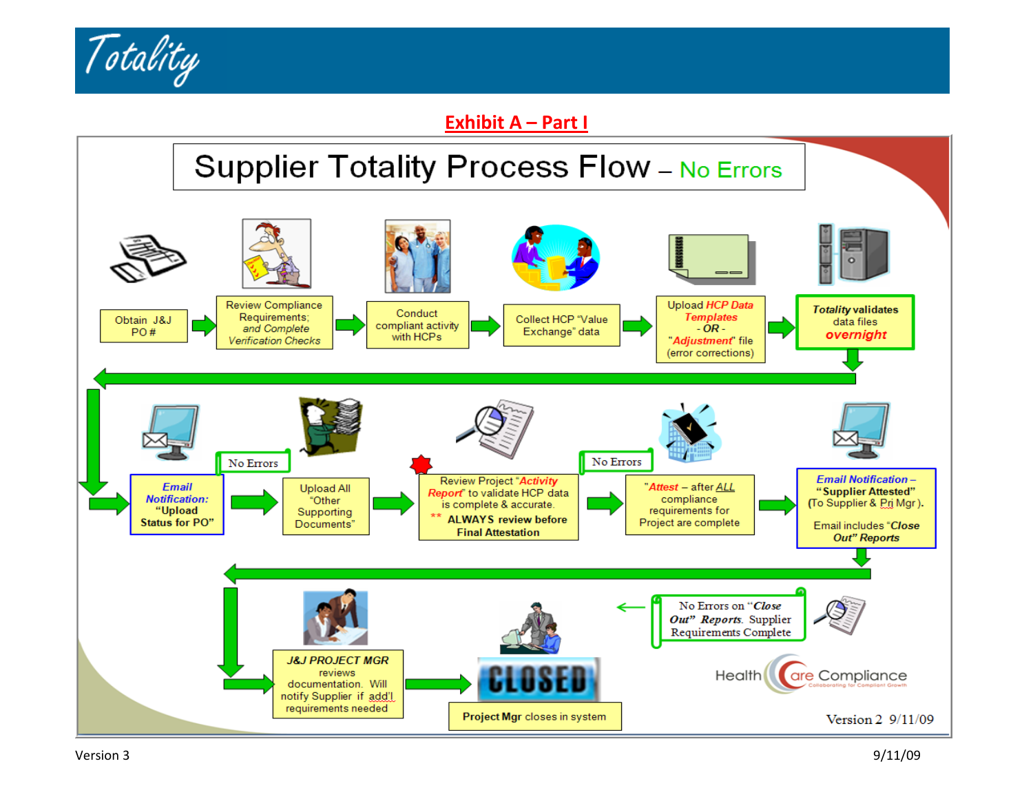# Totality

## Exhibit A – Part I

### Supplier Totality Process Flow – No Errors

1. Obtain J&J PO #
2. Review Compliance Requirements; *and Complete Verification Checks*
3. Conduct compliant activity with HCPs
4. Collect HCP "Value Exchange" data
5. Upload *HCP Data Templates* - ***OR*** - "*Adjustment*" file (error corrections)
6. ***Totality* validates** data files ***overnight***
7. ***Email Notification:*** **"Upload Status for PO"**
   - No Errors
8. Upload All "Other Supporting Documents"
9. Review Project "*Activity Report*" to validate HCP data is complete & accurate. ** **ALWAYS review before Final Attestation**
   - No Errors
10. "*Attest* – after ALL compliance requirements for Project are complete
11. ***Email Notification*** – **"Supplier Attested"** (To Supplier & Pri Mgr). Email includes "***Close Out" Reports***
    - No Errors on "***Close Out" Reports***. Supplier Requirements Complete
12. ***J&J PROJECT MGR*** reviews documentation. Will notify Supplier if add'l requirements needed
13. CLOSED — **Project Mgr** closes in system

Health Care Compliance — Collaborating for Compliant Growth

Version 2 9/11/09

Version 3 9/11/09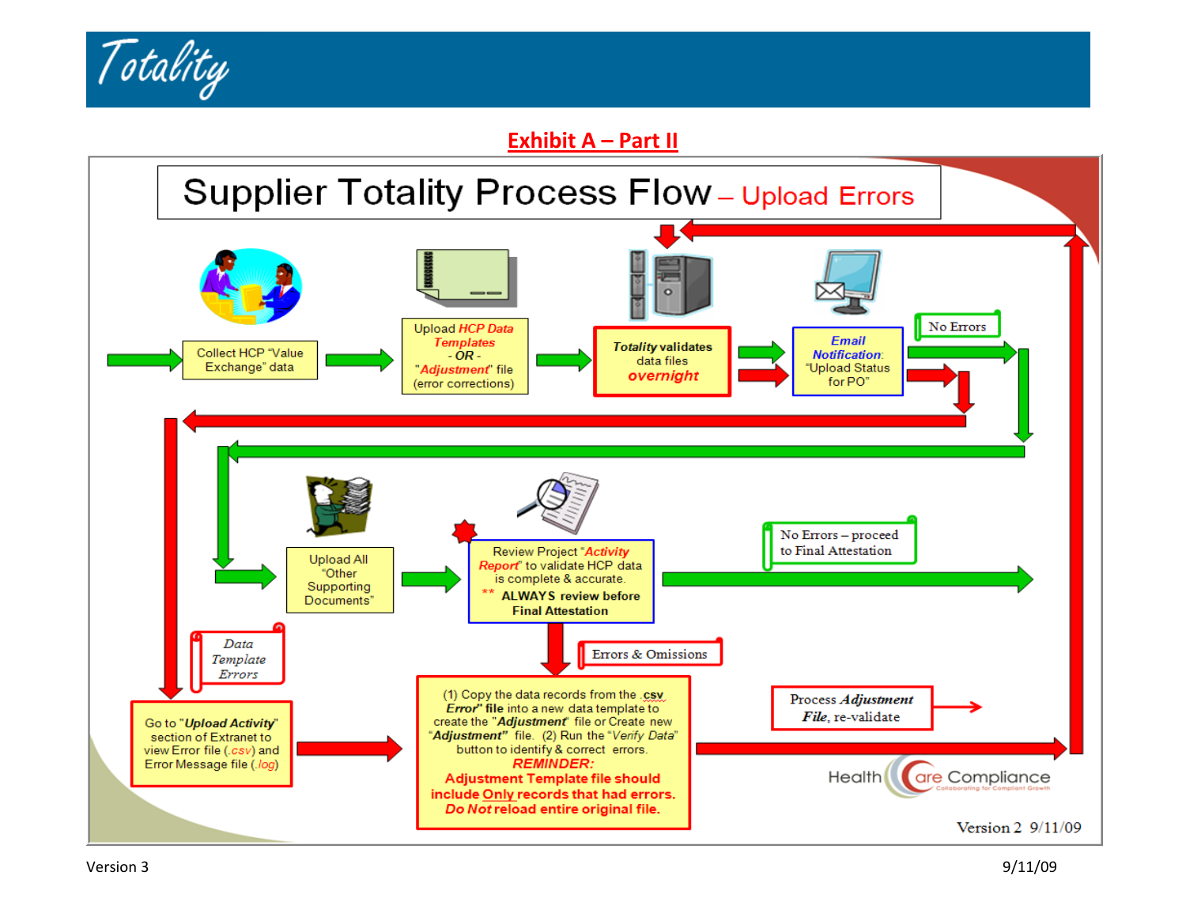# Exhibit A – Part II

## Supplier Totality Process Flow – Upload Errors

Collect HCP "Value Exchange" data

Upload *HCP Data Templates* - *OR* - "*Adjustment*" file (error corrections)

***Totality* validates** data files ***overnight***

***Email Notification***: "Upload Status for PO"

No Errors

Upload All "Other Supporting Documents"

Review Project "*Activity Report*" to validate HCP data is complete & accurate. ** **ALWAYS review before Final Attestation**

No Errors – proceed to Final Attestation

*Data Template Errors*

Errors & Omissions

Go to "***Upload Activity***" section of Extranet to view Error file (*.csv*) and Error Message file (*.log*)

(1) Copy the data records from the **.csv** ***Error*" file** into a new data template to create the "***Adjustment***" file or Create new "***Adjustment***" file. (2) Run the "*Verify Data*" button to identify & correct errors. ***REMINDER:*** **Adjustment Template file should include Only records that had errors. *Do Not* reload entire original file.**

Process ***Adjustment File***, re-validate

Health Care Compliance — Collaborating for Compliant Growth

Version 2 9/11/09

Version 3 9/11/09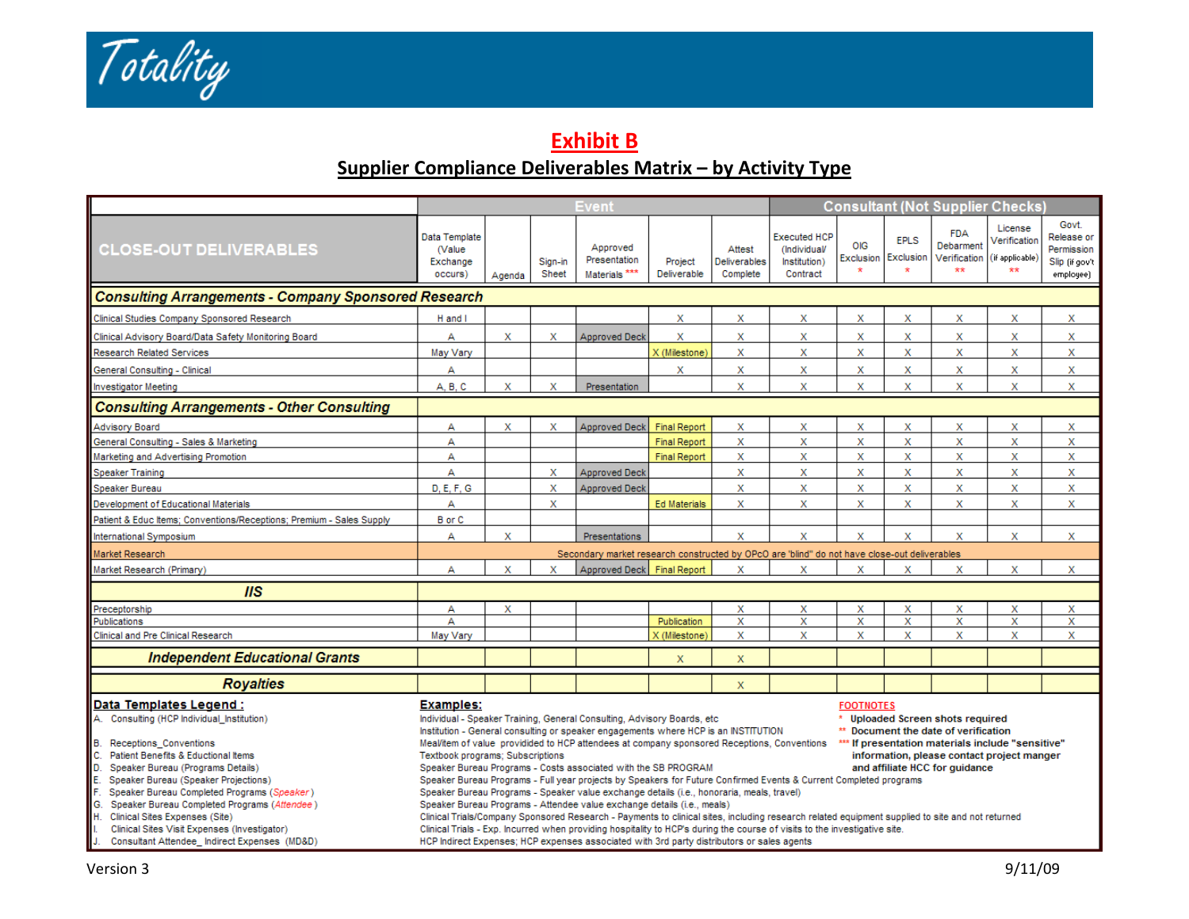Totality

# Exhibit B

## Supplier Compliance Deliverables Matrix – by Activity Type

| CLOSE-OUT DELIVERABLES | Event | | | | | | Consultant (Not Supplier Checks) | | | | | |
|---|---|---|---|---|---|---|---|---|---|---|---|---|
| | Data Template (Value Exchange occurs) | Agenda | Sign-in Sheet | Approved Presentation Materials *** | Project Deliverable | Attest Deliverables Complete | Executed HCP (Individual/ Institution) Contract | OIG Exclusion * | EPLS Exclusion * | FDA Debarment Verification ** | License Verification (if applicable) ** | Govt. Release or Permission Slip (if gov't employee) |
| **Consulting Arrangements - Company Sponsored Research** | | | | | | | | | | | | |
| Clinical Studies Company Sponsored Research | H and I | | | | X | X | X | X | X | X | X | X |
| Clinical Advisory Board/Data Safety Monitoring Board | A | X | X | Approved Deck | X | X | X | X | X | X | X | X |
| Research Related Services | May Vary | | | | X (Milestone) | X | X | X | X | X | X | X |
| General Consulting - Clinical | A | | | | X | X | X | X | X | X | X | X |
| Investigator Meeting | A, B, C | X | X | Presentation | | X | X | X | X | X | X | X |
| **Consulting Arrangements - Other Consulting** | | | | | | | | | | | | |
| Advisory Board | A | X | X | Approved Deck | Final Report | X | X | X | X | X | X | X |
| General Consulting - Sales & Marketing | A | | | | Final Report | X | X | X | X | X | X | X |
| Marketing and Advertising Promotion | A | | | | Final Report | X | X | X | X | X | X | X |
| Speaker Training | A | | X | Approved Deck | | X | X | X | X | X | X | X |
| Speaker Bureau | D, E, F, G | | X | Approved Deck | | X | X | X | X | X | X | X |
| Development of Educational Materials | A | | X | | Ed Materials | X | X | X | X | X | X | X |
| Patient & Educ Items; Conventions/Receptions; Premium - Sales Supply | B or C | | | | | | | | | | | |
| International Symposium | A | X | | Presentations | | X | X | X | X | X | X | X |
| Market Research | Secondary market research constructed by OPcO are 'blind" do not have close-out deliverables | | | | | | | | | | | |
| Market Research (Primary) | A | X | X | Approved Deck | Final Report | X | X | X | X | X | X | X |
| **IIS** | | | | | | | | | | | | |
| Preceptorship | A | X | | | | X | X | X | X | X | X | X |
| Publications | A | | | | Publication | X | X | X | X | X | X | X |
| Clinical and Pre Clinical Research | May Vary | | | | X (Milestone) | X | X | X | X | X | X | X |
| **Independent Educational Grants** | | | | | X | X | | | | | | |
| **Royalties** | | | | | | X | | | | | | |

**Data Templates Legend :**

A. Consulting (HCP Individual_Institution)
B. Receptions_Conventions
C. Patient Benefits & Eductional Items
D. Speaker Bureau (Programs Details)
E. Speaker Bureau (Speaker Projections)
F. Speaker Bureau Completed Programs (*Speaker*)
G. Speaker Bureau Completed Programs (*Attendee*)
H. Clinical Sites Expenses (Site)
I. Clinical Sites Visit Expenses (Investigator)
J. Consultant Attendee_ Indirect Expenses (MD&D)

**Examples:**

Individual - Speaker Training, General Consulting, Advisory Boards, etc
Institution - General consulting or speaker engagements where HCP is an INSTITUTION
Meal/item of value providided to HCP attendees at company sponsored Receptions, Conventions
Textbook programs; Subscriptions
Speaker Bureau Programs - Costs associated with the SB PROGRAM
Speaker Bureau Programs - Full year projects by Speakers for Future Confirmed Events & Current Completed programs
Speaker Bureau Programs - Speaker value exchange details (i.e., honoraria, meals, travel)
Speaker Bureau Programs - Attendee value exchange details (i.e., meals)
Clinical Trials/Company Sponsored Research - Payments to clinical sites, including research related equipment supplied to site and not returned
Clinical Trials - Exp. Incurred when providing hospitality to HCP's during the course of visits to the investigative site.
HCP Indirect Expenses; HCP expenses associated with 3rd party distributors or sales agents

**FOOTNOTES**

\* **Uploaded Screen shots required**
\*\* **Document the date of verification**
\*\*\* **If presentation materials include "sensitive" information, please contact project manger and affiliate HCC for guidance**

Version 3 9/11/09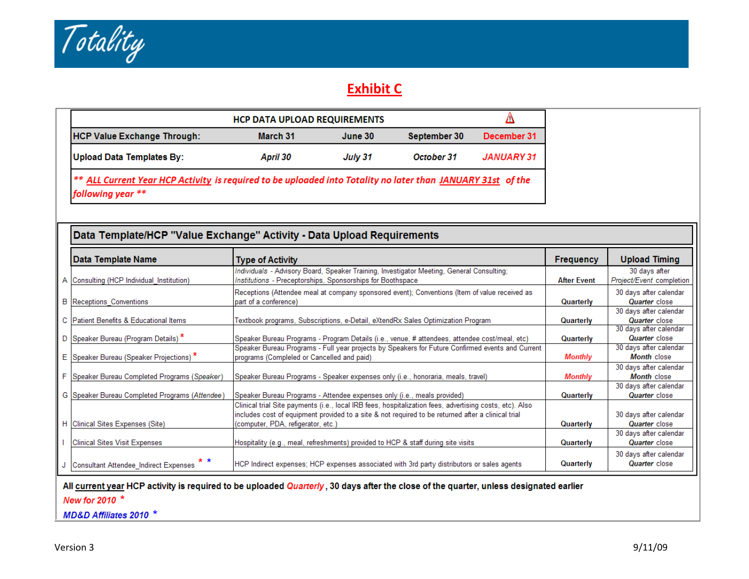Totality

## Exhibit C

| HCP DATA UPLOAD REQUIREMENTS | | | | ⚠ |
|---|---|---|---|---|
| **HCP Value Exchange Through:** | **March 31** | **June 30** | **September 30** | **December 31** |
| **Upload Data Templates By:** | ***April 30*** | ***July 31*** | ***October 31*** | ***JANUARY 31*** |

***** ALL Current Year HCP Activity is required to be uploaded into Totality no later than JANUARY 31st of the following year *****

### Data Template/HCP "Value Exchange" Activity - Data Upload Requirements

| | Data Template Name | Type of Activity | Frequency | Upload Timing |
|---|---|---|---|---|
| A | Consulting (HCP Individual_Institution) | *Individuals* - Advisory Board, Speaker Training, Investigator Meeting, General Consulting; *Institutions* - Preceptorships, Sponsorships for Boothspace | After Event | 30 days after *Project/Event* completion |
| B | Receptions_Conventions | Receptions (Attendee meal at company sponsored event); Conventions (Item of value received as part of a conference) | Quarterly | 30 days after calendar ***Quarter*** close |
| C | Patient Benefits & Educational Items | Textbook programs, Subscriptions, e-Detail, eXtendRx Sales Optimization Program | Quarterly | 30 days after calendar ***Quarter*** close |
| D | Speaker Bureau (Program Details) * | Speaker Bureau Programs - Program Details (i.e., venue, # attendees, attendee cost/meal, etc) | Quarterly | 30 days after calendar ***Quarter*** close |
| E | Speaker Bureau (Speaker Projections) * | Speaker Bureau Programs - Full year projects by Speakers for Future Confirmed events and Current programs (Compleded or Cancelled and paid) | ***Monthly*** | 30 days after calendar ***Month*** close |
| F | Speaker Bureau Completed Programs (*Speaker*) | Speaker Bureau Programs - Speaker expenses only (i.e., honoraria, meals, travel) | ***Monthly*** | 30 days after calendar ***Month*** close |
| G | Speaker Bureau Completed Programs (*Attendee*) | Speaker Bureau Programs - Attendee expenses only (i.e., meals provided) | Quarterly | 30 days after calendar ***Quarter*** close |
| H | Clinical Sites Expenses (Site) | Clinical trial Site payments (i.e., local IRB fees, hospitalization fees, advertising costs, etc). Also includes cost of equipment provided to a site & not required to be returned after a clinical trial (computer, PDA, refigerator, etc.) | Quarterly | 30 days after calendar ***Quarter*** close |
| I | Clinical Sites Visit Expenses | Hospitality (e.g., meal, refreshments) provided to HCP & staff during site visits | Quarterly | 30 days after calendar ***Quarter*** close |
| J | Consultant Attendee_Indirect Expenses * * | HCP Indirect expenses; HCP expenses associated with 3rd party distributors or sales agents | Quarterly | 30 days after calendar ***Quarter*** close |

**All current year HCP activity is required to be uploaded *Quarterly*, 30 days after the close of the quarter, unless designated earlier**

***New for 2010*** *

***MD&D Affiliates 2010*** *

Version 3 9/11/09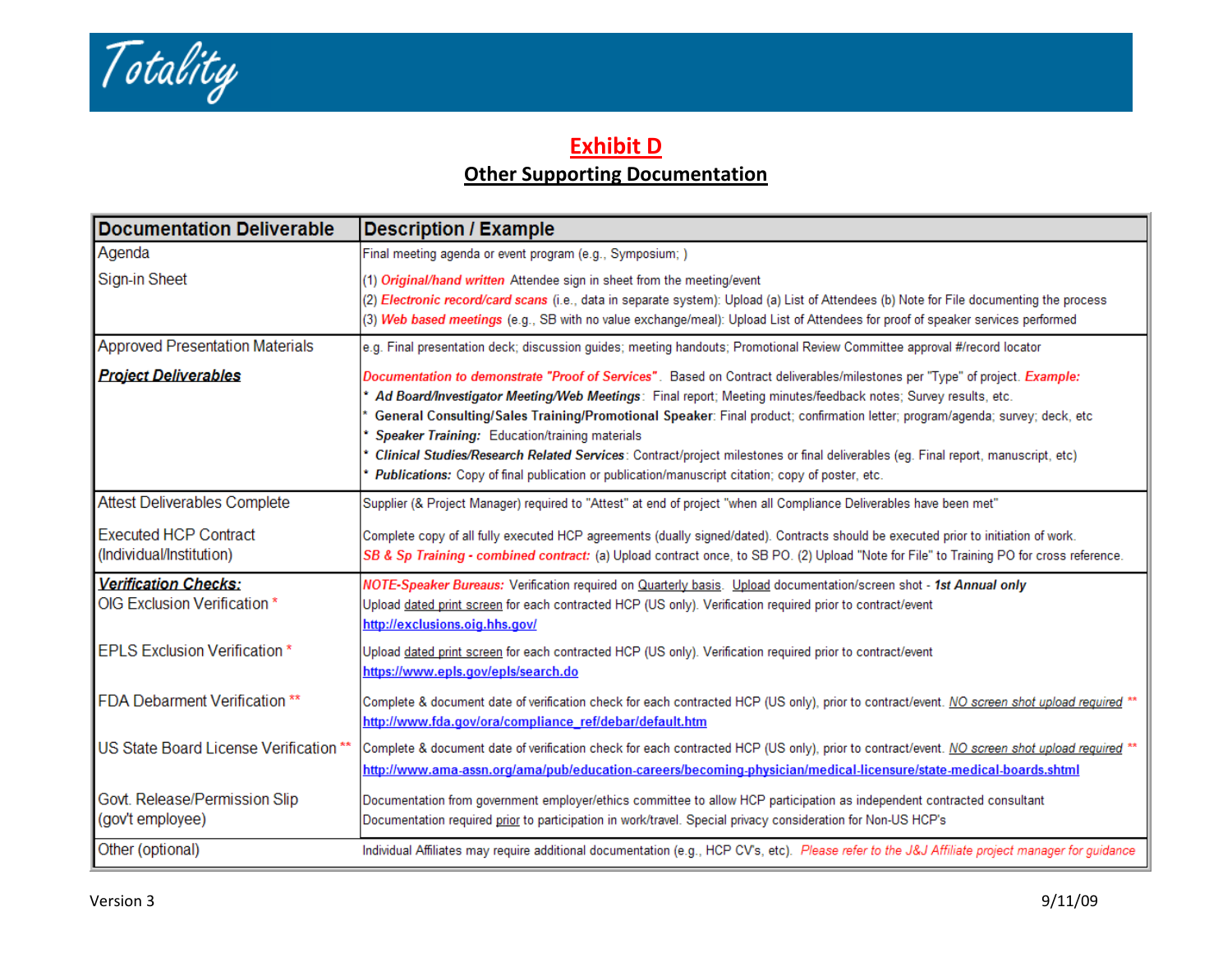Totality

## Exhibit D

## Other Supporting Documentation

| Documentation Deliverable | Description / Example |
|---|---|
| Agenda | Final meeting agenda or event program (e.g., Symposium; ) |
| Sign-in Sheet | (1) *Original/hand written* Attendee sign in sheet from the meeting/event<br>(2) *Electronic record/card scans* (i.e., data in separate system): Upload (a) List of Attendees (b) Note for File documenting the process<br>(3) *Web based meetings* (e.g., SB with no value exchange/meal): Upload List of Attendees for proof of speaker services performed |
| Approved Presentation Materials | e.g. Final presentation deck; discussion guides; meeting handouts; Promotional Review Committee approval #/record locator |
| ***Project Deliverables*** | *Documentation to demonstrate "Proof of Services"*. Based on Contract deliverables/milestones per "Type" of project. ***Example:***<br>* ***Ad Board/Investigator Meeting/Web Meetings***: Final report; Meeting minutes/feedback notes; Survey results, etc.<br>* **General Consulting/Sales Training/Promotional Speaker**: Final product; confirmation letter; program/agenda; survey; deck, etc<br>* ***Speaker Training:*** Education/training materials<br>* ***Clinical Studies/Research Related Services***: Contract/project milestones or final deliverables (eg. Final report, manuscript, etc)<br>* ***Publications:*** Copy of final publication or publication/manuscript citation; copy of poster, etc. |
| Attest Deliverables Complete | Supplier (& Project Manager) required to "Attest" at end of project "when all Compliance Deliverables have been met" |
| Executed HCP Contract (Individual/Institution) | Complete copy of all fully executed HCP agreements (dually signed/dated). Contracts should be executed prior to initiation of work.<br>*SB & Sp Training - combined contract:* (a) Upload contract once, to SB PO. (2) Upload "Note for File" to Training PO for cross reference. |
| ***Verification Checks:***<br>OIG Exclusion Verification * | *NOTE-Speaker Bureaus:* Verification required on Quarterly basis. Upload documentation/screen shot - ***1st Annual only***<br>Upload dated print screen for each contracted HCP (US only). Verification required prior to contract/event<br>http://exclusions.oig.hhs.gov/ |
| EPLS Exclusion Verification * | Upload dated print screen for each contracted HCP (US only). Verification required prior to contract/event<br>https://www.epls.gov/epls/search.do |
| FDA Debarment Verification ** | Complete & document date of verification check for each contracted HCP (US only), prior to contract/event. *NO screen shot upload required* **<br>http://www.fda.gov/ora/compliance_ref/debar/default.htm |
| US State Board License Verification ** | Complete & document date of verification check for each contracted HCP (US only), prior to contract/event. *NO screen shot upload required* **<br>http://www.ama-assn.org/ama/pub/education-careers/becoming-physician/medical-licensure/state-medical-boards.shtml |
| Govt. Release/Permission Slip (gov't employee) | Documentation from government employer/ethics committee to allow HCP participation as independent contracted consultant<br>Documentation required prior to participation in work/travel. Special privacy consideration for Non-US HCP's |
| Other (optional) | Individual Affiliates may require additional documentation (e.g., HCP CV's, etc). *Please refer to the J&J Affiliate project manager for guidance* |

Version 3 9/11/09